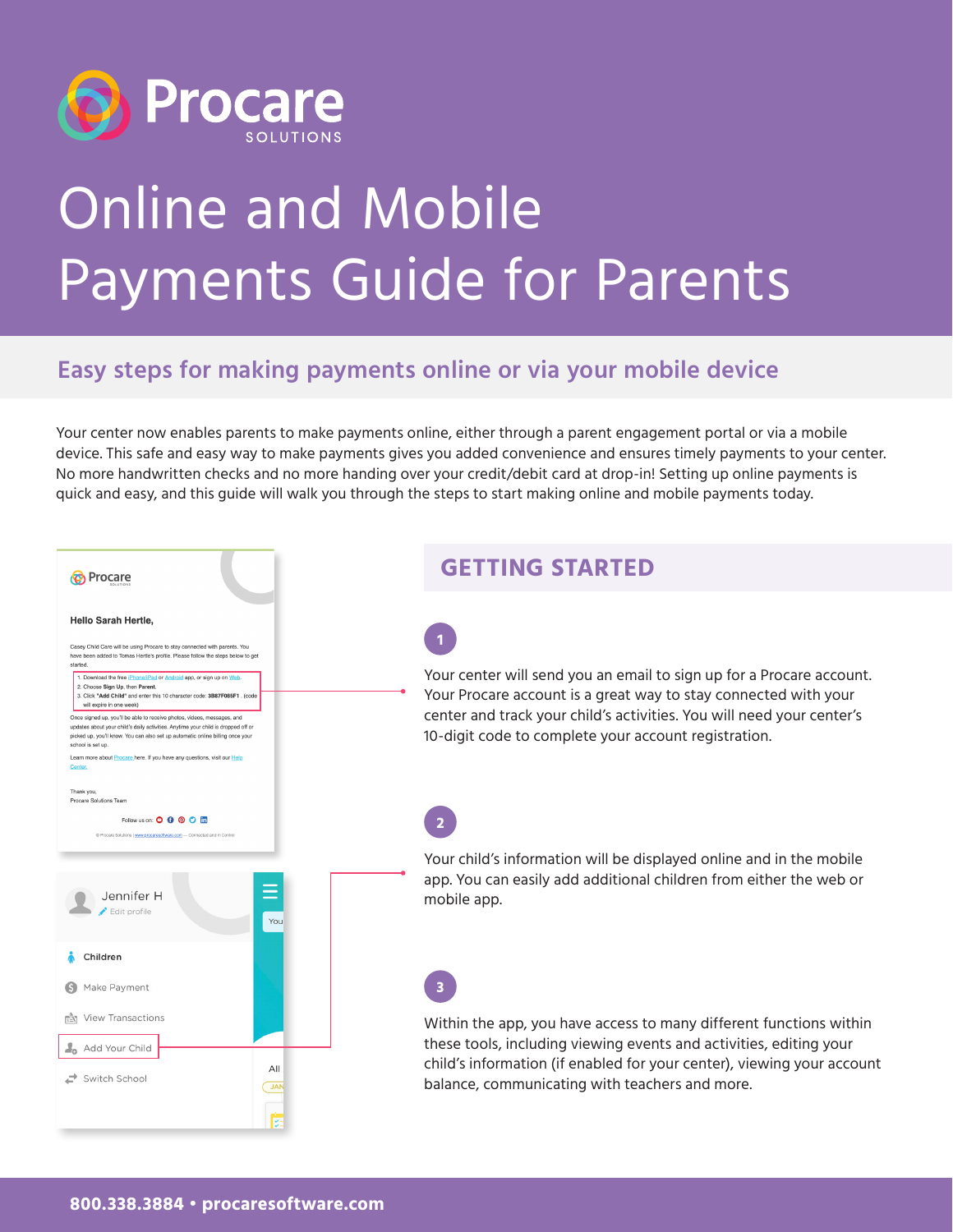# Online and Mobile Payments Guide for Parents

## Easy steps for making payments online or via your mobile device

Your center now enables parents to make payments online, either through a parent engagement portal or via a mobile device. This safe and easy way to make payments gives you added convenience and ensures timely payments to your center. No more handwritten checks and no more handing over your credit/debit card at drop-in! Setting up online payments is quick and easy, and this guide will walk you through the steps to start making online and mobile payments today.

## GETTING STARTED

**1**

Your center will send you an email to sign up for a Procare account. Your Procare account is a great way to stay connected with your center and track your child's activities. You will need your center's 10-digit code to complete your account registration.

**2**

Your child's information will be displayed online and in the mobile app. You can easily add additional children from either the web or mobile app.

**3**

Within the app, you have access to many different functions within these tools, including viewing events and activities, editing your child's information (if enabled for your center), viewing your account balance, communicating with teachers and more.

800.338.3884 • procaresoftware.com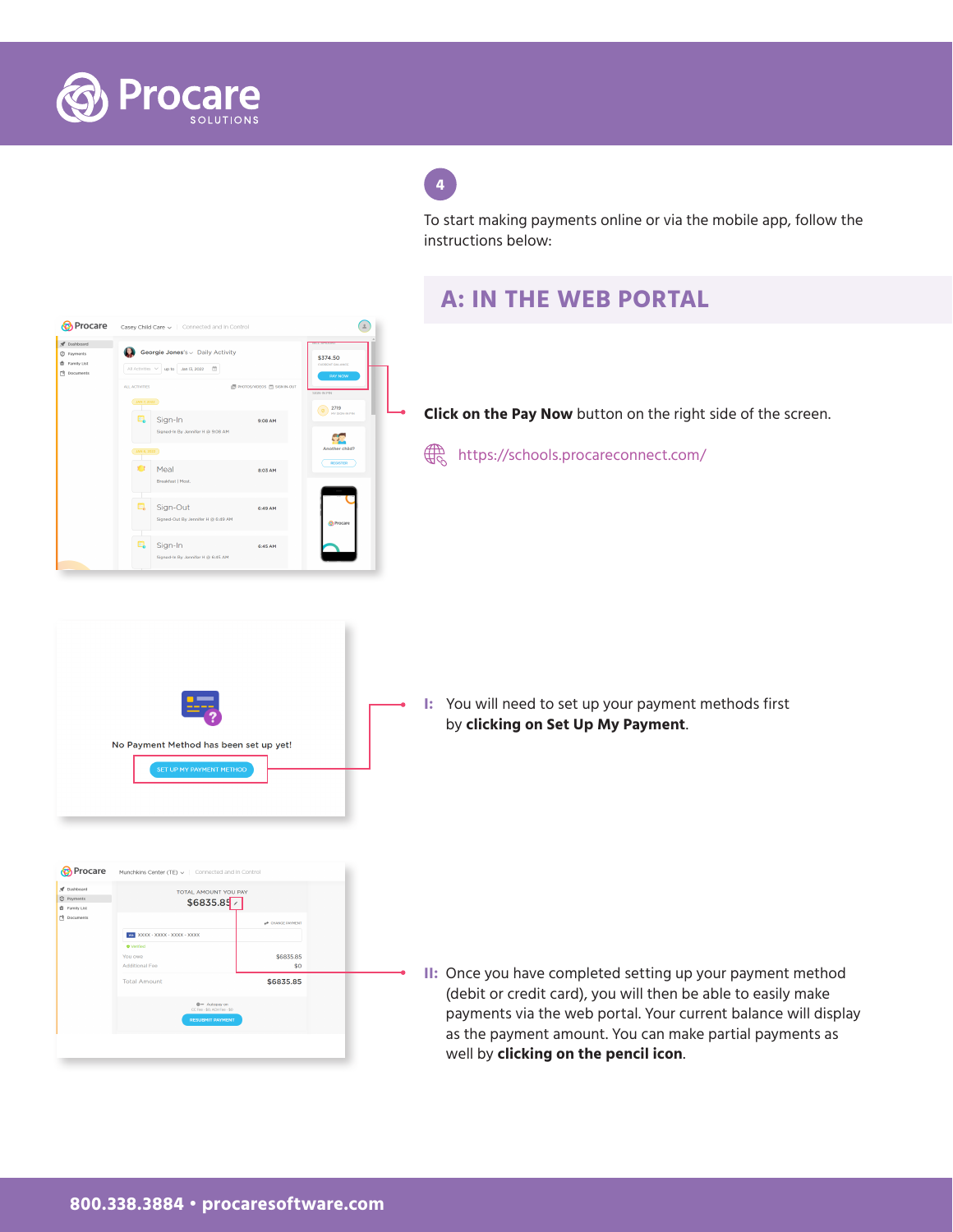4

To start making payments online or via the mobile app, follow the instructions below:

## A: IN THE WEB PORTAL

**Click on the Pay Now** button on the right side of the screen.

https://schools.procareconnect.com/

**I:** You will need to set up your payment methods first by **clicking on Set Up My Payment**.

**II:** Once you have completed setting up your payment method (debit or credit card), you will then be able to easily make payments via the web portal. Your current balance will display as the payment amount. You can make partial payments as well by **clicking on the pencil icon**.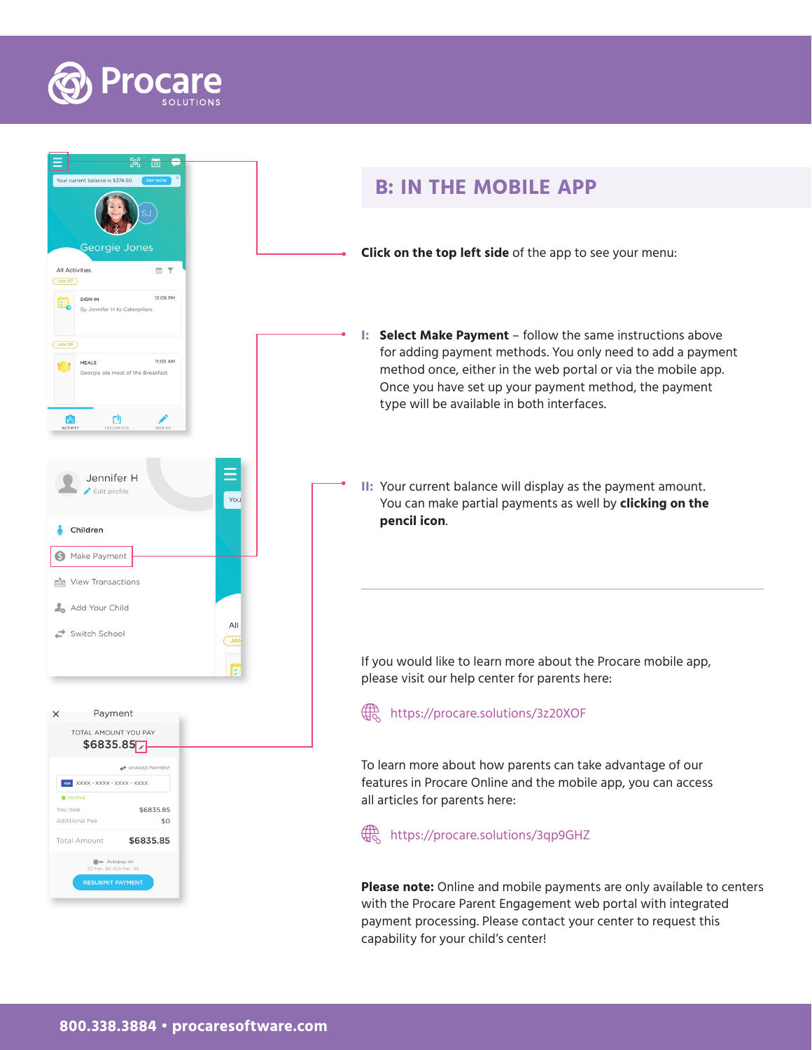## B: IN THE MOBILE APP

**Click on the top left side** of the app to see your menu:

**I: Select Make Payment** – follow the same instructions above for adding payment methods. You only need to add a payment method once, either in the web portal or via the mobile app. Once you have set up your payment method, the payment type will be available in both interfaces.

**II:** Your current balance will display as the payment amount. You can make partial payments as well by **clicking on the pencil icon**.

If you would like to learn more about the Procare mobile app, please visit our help center for parents here:

https://procare.solutions/3z20XOF

To learn more about how parents can take advantage of our features in Procare Online and the mobile app, you can access all articles for parents here:

https://procare.solutions/3qp9GHZ

**Please note:** Online and mobile payments are only available to centers with the Procare Parent Engagement web portal with integrated payment processing. Please contact your center to request this capability for your child's center!

800.338.3884 • procaresoftware.com